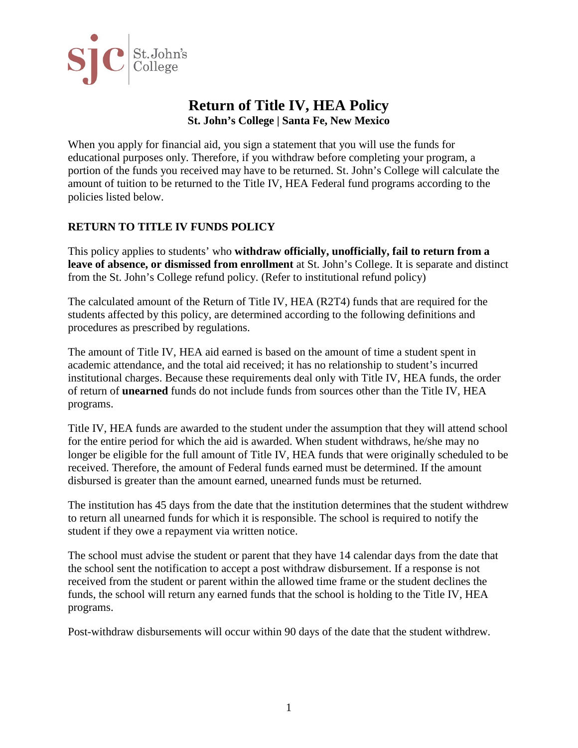St. John's College

# Return of Title IV, HEA Policy

**St. John's College | Santa Fe, New Mexico**

When you apply for financial aid, you sign a statement that you will use the funds for educational purposes only. Therefore, if you withdraw before completing your program, a portion of the funds you received may have to be returned. St. John's College will calculate the amount of tuition to be returned to the Title IV, HEA Federal fund programs according to the policies listed below.

## RETURN TO TITLE IV FUNDS POLICY

This policy applies to students' who **withdraw officially, unofficially, fail to return from a leave of absence, or dismissed from enrollment** at St. John's College. It is separate and distinct from the St. John's College refund policy. (Refer to institutional refund policy)

The calculated amount of the Return of Title IV, HEA (R2T4) funds that are required for the students affected by this policy, are determined according to the following definitions and procedures as prescribed by regulations.

The amount of Title IV, HEA aid earned is based on the amount of time a student spent in academic attendance, and the total aid received; it has no relationship to student's incurred institutional charges. Because these requirements deal only with Title IV, HEA funds, the order of return of **unearned** funds do not include funds from sources other than the Title IV, HEA programs.

Title IV, HEA funds are awarded to the student under the assumption that they will attend school for the entire period for which the aid is awarded. When student withdraws, he/she may no longer be eligible for the full amount of Title IV, HEA funds that were originally scheduled to be received. Therefore, the amount of Federal funds earned must be determined. If the amount disbursed is greater than the amount earned, unearned funds must be returned.

The institution has 45 days from the date that the institution determines that the student withdrew to return all unearned funds for which it is responsible. The school is required to notify the student if they owe a repayment via written notice.

The school must advise the student or parent that they have 14 calendar days from the date that the school sent the notification to accept a post withdraw disbursement. If a response is not received from the student or parent within the allowed time frame or the student declines the funds, the school will return any earned funds that the school is holding to the Title IV, HEA programs.

Post-withdraw disbursements will occur within 90 days of the date that the student withdrew.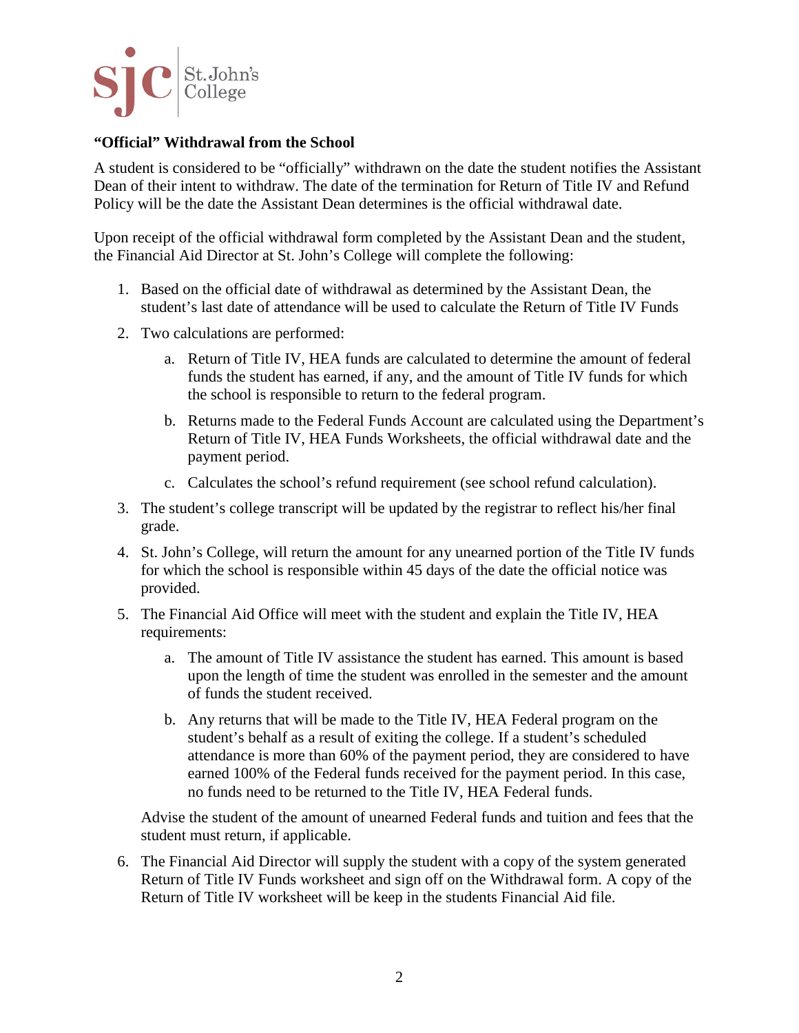**"Official" Withdrawal from the School**

A student is considered to be "officially" withdrawn on the date the student notifies the Assistant Dean of their intent to withdraw. The date of the termination for Return of Title IV and Refund Policy will be the date the Assistant Dean determines is the official withdrawal date.

Upon receipt of the official withdrawal form completed by the Assistant Dean and the student, the Financial Aid Director at St. John's College will complete the following:

1. Based on the official date of withdrawal as determined by the Assistant Dean, the student's last date of attendance will be used to calculate the Return of Title IV Funds
2. Two calculations are performed:
   a. Return of Title IV, HEA funds are calculated to determine the amount of federal funds the student has earned, if any, and the amount of Title IV funds for which the school is responsible to return to the federal program.
   b. Returns made to the Federal Funds Account are calculated using the Department's Return of Title IV, HEA Funds Worksheets, the official withdrawal date and the payment period.
   c. Calculates the school's refund requirement (see school refund calculation).
3. The student's college transcript will be updated by the registrar to reflect his/her final grade.
4. St. John's College, will return the amount for any unearned portion of the Title IV funds for which the school is responsible within 45 days of the date the official notice was provided.
5. The Financial Aid Office will meet with the student and explain the Title IV, HEA requirements:
   a. The amount of Title IV assistance the student has earned. This amount is based upon the length of time the student was enrolled in the semester and the amount of funds the student received.
   b. Any returns that will be made to the Title IV, HEA Federal program on the student's behalf as a result of exiting the college. If a student's scheduled attendance is more than 60% of the payment period, they are considered to have earned 100% of the Federal funds received for the payment period. In this case, no funds need to be returned to the Title IV, HEA Federal funds.

   Advise the student of the amount of unearned Federal funds and tuition and fees that the student must return, if applicable.
6. The Financial Aid Director will supply the student with a copy of the system generated Return of Title IV Funds worksheet and sign off on the Withdrawal form. A copy of the Return of Title IV worksheet will be keep in the students Financial Aid file.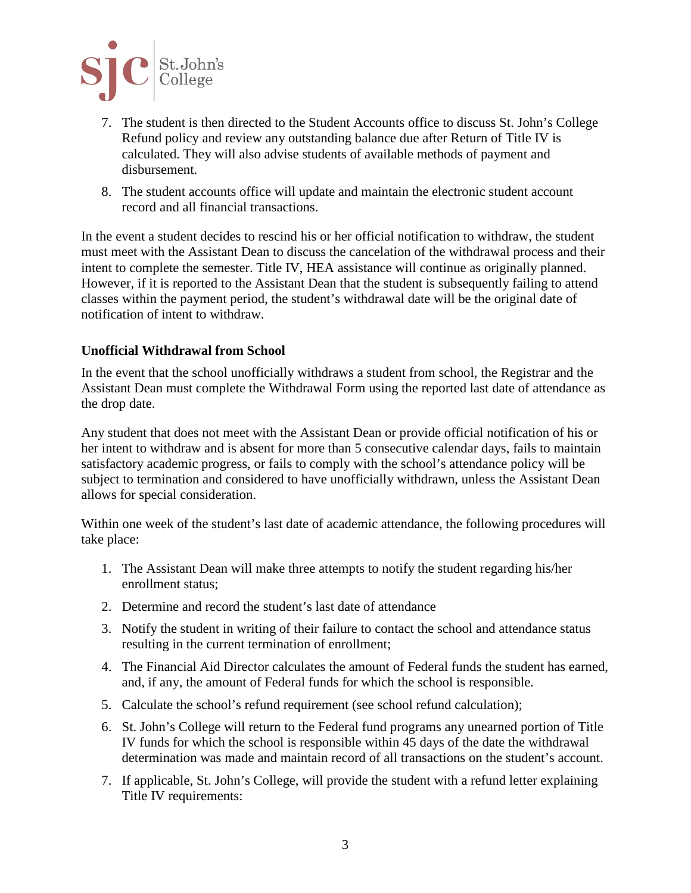7. The student is then directed to the Student Accounts office to discuss St. John's College Refund policy and review any outstanding balance due after Return of Title IV is calculated. They will also advise students of available methods of payment and disbursement.
8. The student accounts office will update and maintain the electronic student account record and all financial transactions.

In the event a student decides to rescind his or her official notification to withdraw, the student must meet with the Assistant Dean to discuss the cancelation of the withdrawal process and their intent to complete the semester. Title IV, HEA assistance will continue as originally planned. However, if it is reported to the Assistant Dean that the student is subsequently failing to attend classes within the payment period, the student's withdrawal date will be the original date of notification of intent to withdraw.

**Unofficial Withdrawal from School**

In the event that the school unofficially withdraws a student from school, the Registrar and the Assistant Dean must complete the Withdrawal Form using the reported last date of attendance as the drop date.

Any student that does not meet with the Assistant Dean or provide official notification of his or her intent to withdraw and is absent for more than 5 consecutive calendar days, fails to maintain satisfactory academic progress, or fails to comply with the school's attendance policy will be subject to termination and considered to have unofficially withdrawn, unless the Assistant Dean allows for special consideration.

Within one week of the student's last date of academic attendance, the following procedures will take place:

1. The Assistant Dean will make three attempts to notify the student regarding his/her enrollment status;
2. Determine and record the student's last date of attendance
3. Notify the student in writing of their failure to contact the school and attendance status resulting in the current termination of enrollment;
4. The Financial Aid Director calculates the amount of Federal funds the student has earned, and, if any, the amount of Federal funds for which the school is responsible.
5. Calculate the school's refund requirement (see school refund calculation);
6. St. John's College will return to the Federal fund programs any unearned portion of Title IV funds for which the school is responsible within 45 days of the date the withdrawal determination was made and maintain record of all transactions on the student's account.
7. If applicable, St. John's College, will provide the student with a refund letter explaining Title IV requirements: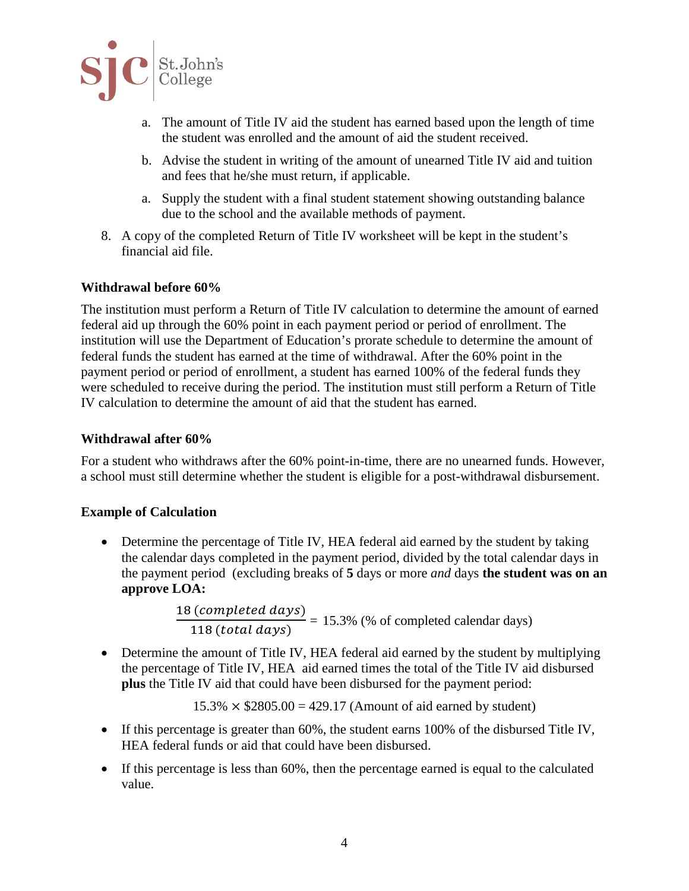a. The amount of Title IV aid the student has earned based upon the length of time the student was enrolled and the amount of aid the student received.
   b. Advise the student in writing of the amount of unearned Title IV aid and tuition and fees that he/she must return, if applicable.
   a. Supply the student with a final student statement showing outstanding balance due to the school and the available methods of payment.

8. A copy of the completed Return of Title IV worksheet will be kept in the student's financial aid file.

**Withdrawal before 60%**

The institution must perform a Return of Title IV calculation to determine the amount of earned federal aid up through the 60% point in each payment period or period of enrollment. The institution will use the Department of Education's prorate schedule to determine the amount of federal funds the student has earned at the time of withdrawal. After the 60% point in the payment period or period of enrollment, a student has earned 100% of the federal funds they were scheduled to receive during the period. The institution must still perform a Return of Title IV calculation to determine the amount of aid that the student has earned.

**Withdrawal after 60%**

For a student who withdraws after the 60% point-in-time, there are no unearned funds. However, a school must still determine whether the student is eligible for a post-withdrawal disbursement.

**Example of Calculation**

- Determine the percentage of Title IV, HEA federal aid earned by the student by taking the calendar days completed in the payment period, divided by the total calendar days in the payment period (excluding breaks of **5** days or more *and* days **the student was on an approve LOA:**

$$\frac{18\ (completed\ days)}{118\ (total\ days)} = 15.3\%\ \text{(\% of completed calendar days)}$$

- Determine the amount of Title IV, HEA federal aid earned by the student by multiplying the percentage of Title IV, HEA aid earned times the total of the Title IV aid disbursed **plus** the Title IV aid that could have been disbursed for the payment period:

$$15.3\% \times \$2805.00 = 429.17\ \text{(Amount of aid earned by student)}$$

- If this percentage is greater than 60%, the student earns 100% of the disbursed Title IV, HEA federal funds or aid that could have been disbursed.
- If this percentage is less than 60%, then the percentage earned is equal to the calculated value.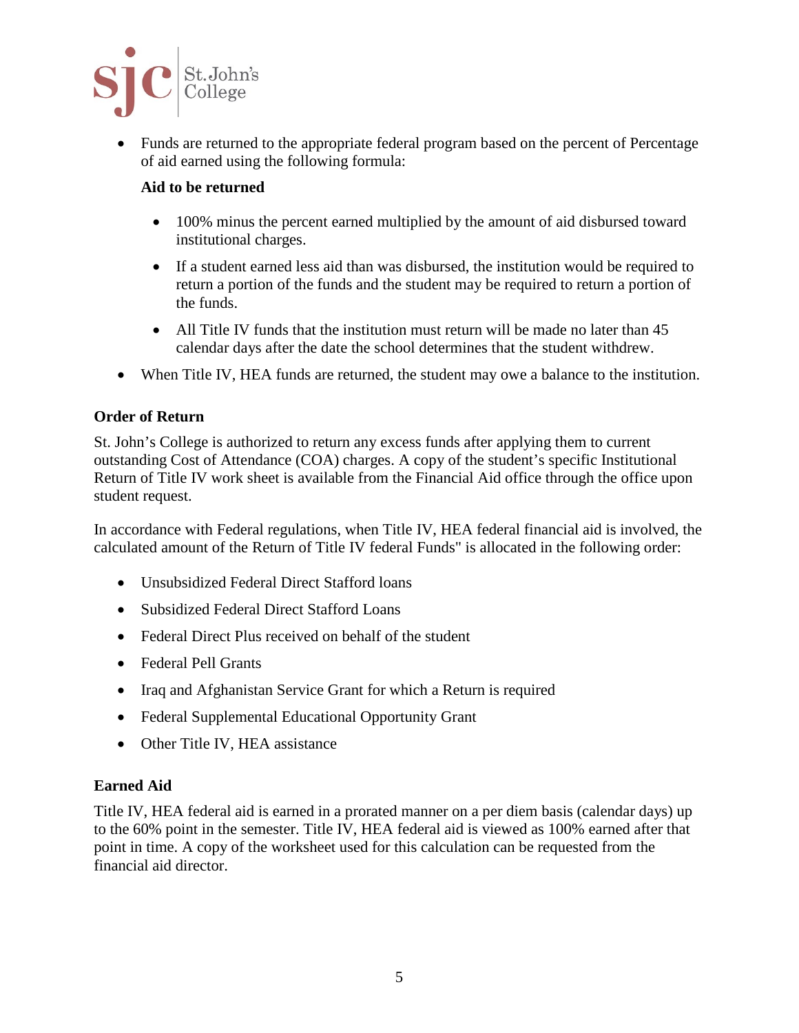- Funds are returned to the appropriate federal program based on the percent of Percentage of aid earned using the following formula:

  **Aid to be returned**

  - 100% minus the percent earned multiplied by the amount of aid disbursed toward institutional charges.
  - If a student earned less aid than was disbursed, the institution would be required to return a portion of the funds and the student may be required to return a portion of the funds.
  - All Title IV funds that the institution must return will be made no later than 45 calendar days after the date the school determines that the student withdrew.

- When Title IV, HEA funds are returned, the student may owe a balance to the institution.

**Order of Return**

St. John's College is authorized to return any excess funds after applying them to current outstanding Cost of Attendance (COA) charges. A copy of the student's specific Institutional Return of Title IV work sheet is available from the Financial Aid office through the office upon student request.

In accordance with Federal regulations, when Title IV, HEA federal financial aid is involved, the calculated amount of the Return of Title IV federal Funds" is allocated in the following order:

- Unsubsidized Federal Direct Stafford loans
- Subsidized Federal Direct Stafford Loans
- Federal Direct Plus received on behalf of the student
- Federal Pell Grants
- Iraq and Afghanistan Service Grant for which a Return is required
- Federal Supplemental Educational Opportunity Grant
- Other Title IV, HEA assistance

**Earned Aid**

Title IV, HEA federal aid is earned in a prorated manner on a per diem basis (calendar days) up to the 60% point in the semester. Title IV, HEA federal aid is viewed as 100% earned after that point in time. A copy of the worksheet used for this calculation can be requested from the financial aid director.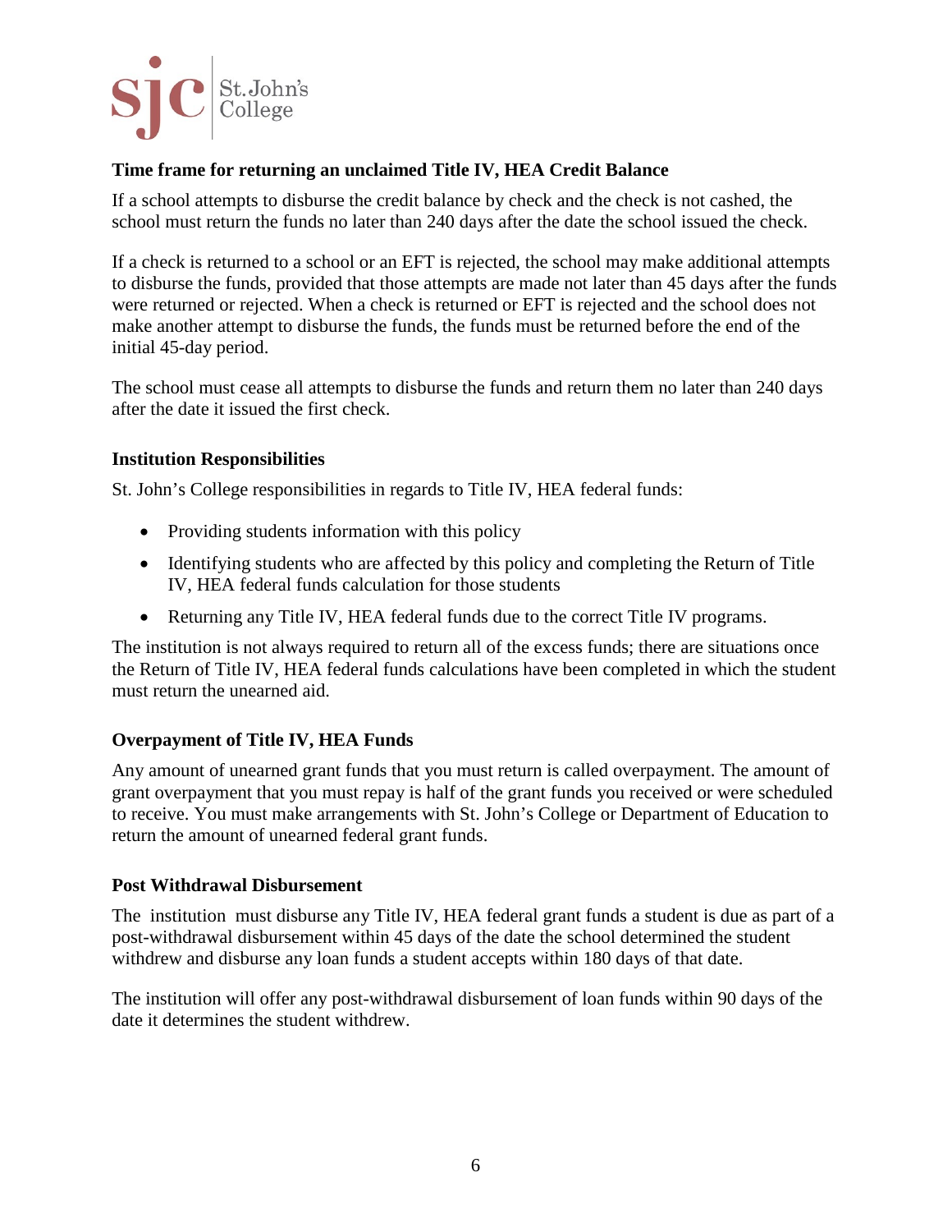### Time frame for returning an unclaimed Title IV, HEA Credit Balance

If a school attempts to disburse the credit balance by check and the check is not cashed, the school must return the funds no later than 240 days after the date the school issued the check.

If a check is returned to a school or an EFT is rejected, the school may make additional attempts to disburse the funds, provided that those attempts are made not later than 45 days after the funds were returned or rejected. When a check is returned or EFT is rejected and the school does not make another attempt to disburse the funds, the funds must be returned before the end of the initial 45-day period.

The school must cease all attempts to disburse the funds and return them no later than 240 days after the date it issued the first check.

### Institution Responsibilities

St. John's College responsibilities in regards to Title IV, HEA federal funds:

- Providing students information with this policy
- Identifying students who are affected by this policy and completing the Return of Title IV, HEA federal funds calculation for those students
- Returning any Title IV, HEA federal funds due to the correct Title IV programs.

The institution is not always required to return all of the excess funds; there are situations once the Return of Title IV, HEA federal funds calculations have been completed in which the student must return the unearned aid.

### Overpayment of Title IV, HEA Funds

Any amount of unearned grant funds that you must return is called overpayment. The amount of grant overpayment that you must repay is half of the grant funds you received or were scheduled to receive. You must make arrangements with St. John's College or Department of Education to return the amount of unearned federal grant funds.

### Post Withdrawal Disbursement

The institution must disburse any Title IV, HEA federal grant funds a student is due as part of a post-withdrawal disbursement within 45 days of the date the school determined the student withdrew and disburse any loan funds a student accepts within 180 days of that date.

The institution will offer any post-withdrawal disbursement of loan funds within 90 days of the date it determines the student withdrew.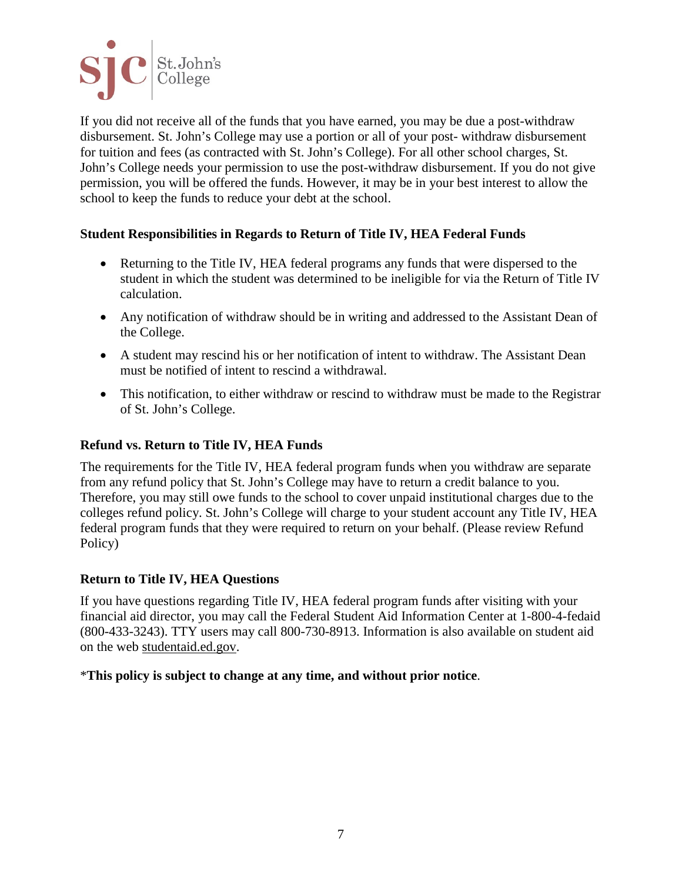If you did not receive all of the funds that you have earned, you may be due a post-withdraw disbursement. St. John's College may use a portion or all of your post- withdraw disbursement for tuition and fees (as contracted with St. John's College). For all other school charges, St. John's College needs your permission to use the post-withdraw disbursement. If you do not give permission, you will be offered the funds. However, it may be in your best interest to allow the school to keep the funds to reduce your debt at the school.

**Student Responsibilities in Regards to Return of Title IV, HEA Federal Funds**

- Returning to the Title IV, HEA federal programs any funds that were dispersed to the student in which the student was determined to be ineligible for via the Return of Title IV calculation.
- Any notification of withdraw should be in writing and addressed to the Assistant Dean of the College.
- A student may rescind his or her notification of intent to withdraw. The Assistant Dean must be notified of intent to rescind a withdrawal.
- This notification, to either withdraw or rescind to withdraw must be made to the Registrar of St. John's College.

**Refund vs. Return to Title IV, HEA Funds**

The requirements for the Title IV, HEA federal program funds when you withdraw are separate from any refund policy that St. John's College may have to return a credit balance to you. Therefore, you may still owe funds to the school to cover unpaid institutional charges due to the colleges refund policy. St. John's College will charge to your student account any Title IV, HEA federal program funds that they were required to return on your behalf. (Please review Refund Policy)

**Return to Title IV, HEA Questions**

If you have questions regarding Title IV, HEA federal program funds after visiting with your financial aid director, you may call the Federal Student Aid Information Center at 1-800-4-fedaid (800-433-3243). TTY users may call 800-730-8913. Information is also available on student aid on the web studentaid.ed.gov.

*__This policy is subject to change at any time, and without prior notice__.